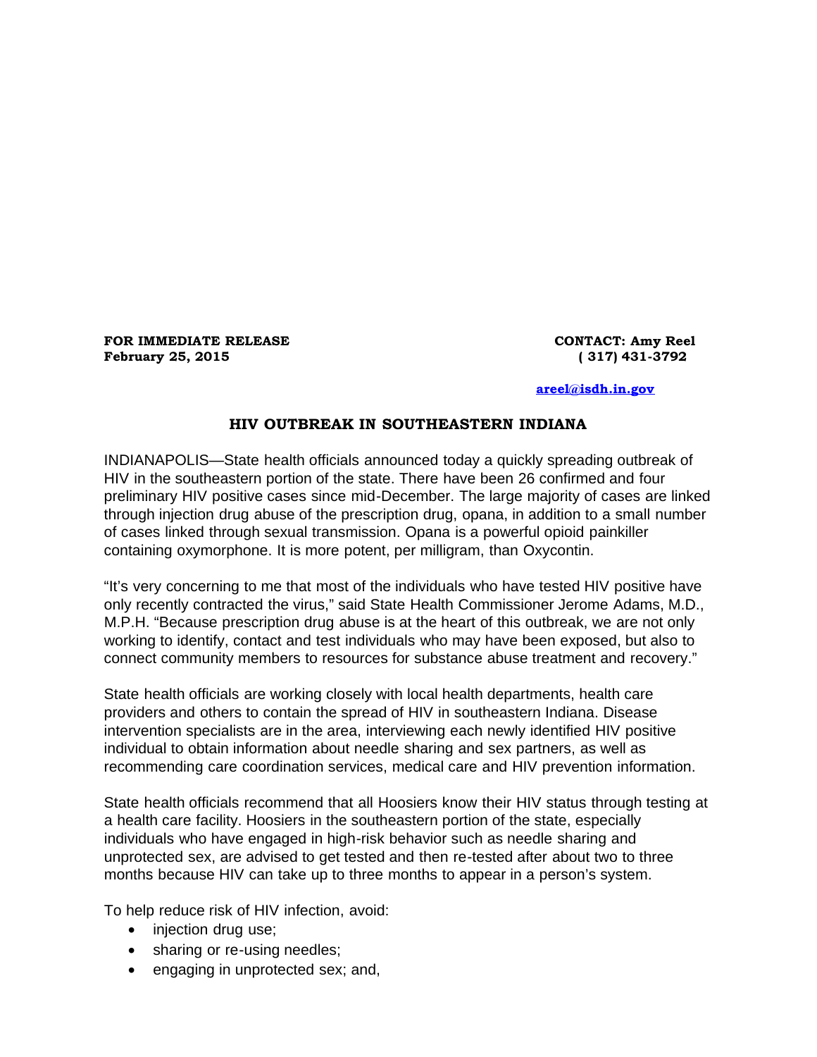**FOR IMMEDIATE RELEASE**
**February 25, 2015**

**CONTACT: Amy Reel**
**( 317) 431-3792**

**areel@isdh.in.gov**

# HIV OUTBREAK IN SOUTHEASTERN INDIANA

INDIANAPOLIS—State health officials announced today a quickly spreading outbreak of HIV in the southeastern portion of the state. There have been 26 confirmed and four preliminary HIV positive cases since mid-December. The large majority of cases are linked through injection drug abuse of the prescription drug, opana, in addition to a small number of cases linked through sexual transmission. Opana is a powerful opioid painkiller containing oxymorphone. It is more potent, per milligram, than Oxycontin.

"It's very concerning to me that most of the individuals who have tested HIV positive have only recently contracted the virus," said State Health Commissioner Jerome Adams, M.D., M.P.H. "Because prescription drug abuse is at the heart of this outbreak, we are not only working to identify, contact and test individuals who may have been exposed, but also to connect community members to resources for substance abuse treatment and recovery."

State health officials are working closely with local health departments, health care providers and others to contain the spread of HIV in southeastern Indiana. Disease intervention specialists are in the area, interviewing each newly identified HIV positive individual to obtain information about needle sharing and sex partners, as well as recommending care coordination services, medical care and HIV prevention information.

State health officials recommend that all Hoosiers know their HIV status through testing at a health care facility. Hoosiers in the southeastern portion of the state, especially individuals who have engaged in high-risk behavior such as needle sharing and unprotected sex, are advised to get tested and then re-tested after about two to three months because HIV can take up to three months to appear in a person's system.

To help reduce risk of HIV infection, avoid:

- injection drug use;
- sharing or re-using needles;
- engaging in unprotected sex; and,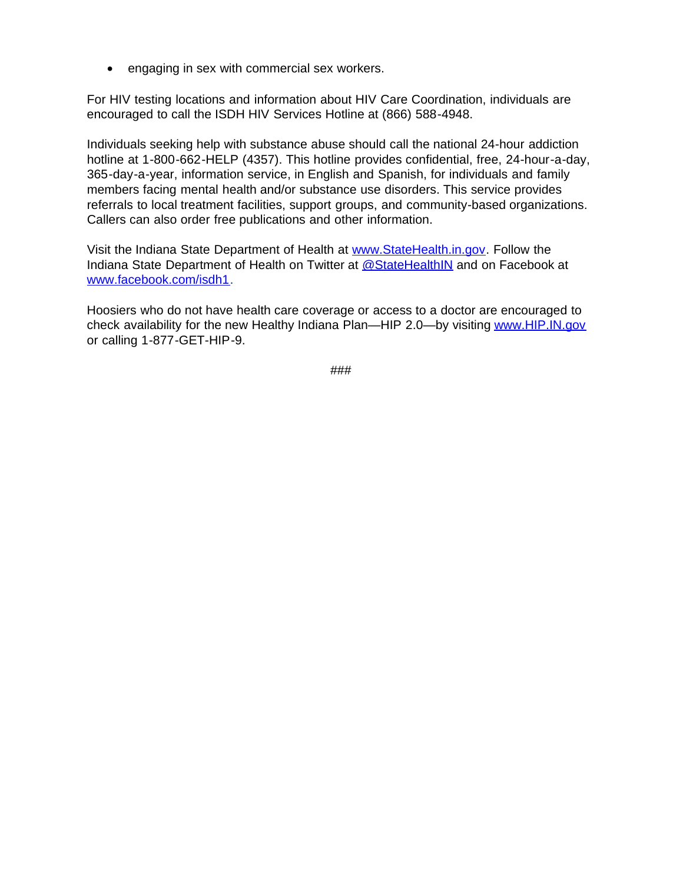- engaging in sex with commercial sex workers.

For HIV testing locations and information about HIV Care Coordination, individuals are encouraged to call the ISDH HIV Services Hotline at (866) 588-4948.

Individuals seeking help with substance abuse should call the national 24-hour addiction hotline at 1-800-662-HELP (4357). This hotline provides confidential, free, 24-hour-a-day, 365-day-a-year, information service, in English and Spanish, for individuals and family members facing mental health and/or substance use disorders. This service provides referrals to local treatment facilities, support groups, and community-based organizations. Callers can also order free publications and other information.

Visit the Indiana State Department of Health at [www.StateHealth.in.gov](http://www.StateHealth.in.gov). Follow the Indiana State Department of Health on Twitter at [@StateHealthIN](https://twitter.com/StateHealthIN) and on Facebook at [www.facebook.com/isdh1](http://www.facebook.com/isdh1).

Hoosiers who do not have health care coverage or access to a doctor are encouraged to check availability for the new Healthy Indiana Plan—HIP 2.0—by visiting [www.HIP.IN.gov](http://www.HIP.IN.gov) or calling 1-877-GET-HIP-9.

###